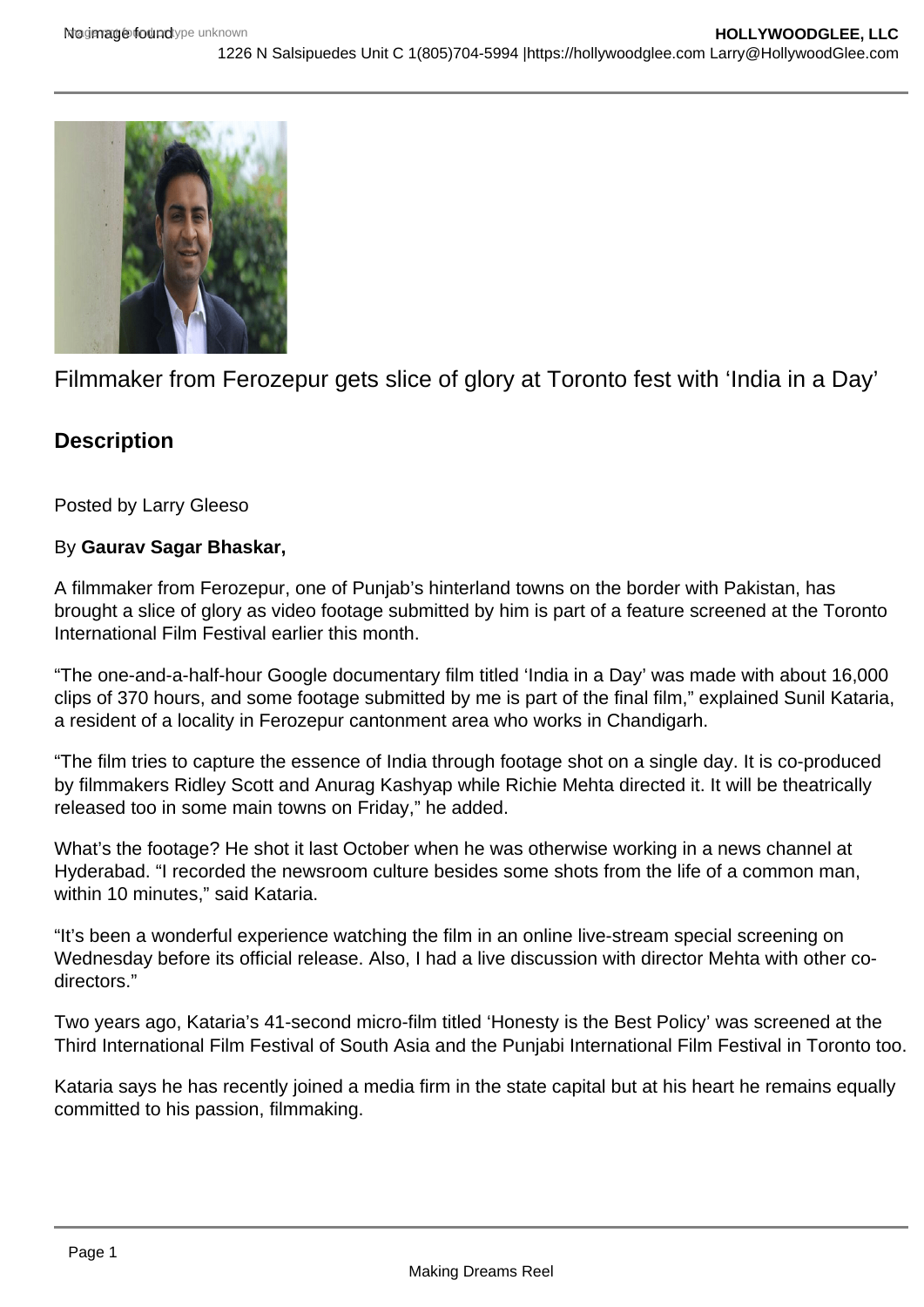Filmmaker from Ferozepur gets slice of glory at Toronto fest with 'India in a Day'

## Description

Posted by Larry Gleeso

By **Gaurav Sagar Bhaskar,**

A filmmaker from Ferozepur, one of Punjab's hinterland towns on the border with Pakistan, has brought a slice of glory as video footage submitted by him is part of a feature screened at the Toronto International Film Festival earlier this month.

"The one-and-a-half-hour Google documentary film titled 'India in a Day' was made with about 16,000 clips of 370 hours, and some footage submitted by me is part of the final film," explained Sunil Kataria, a resident of a locality in Ferozepur cantonment area who works in Chandigarh.

"The film tries to capture the essence of India through footage shot on a single day. It is co-produced by filmmakers Ridley Scott and Anurag Kashyap while Richie Mehta directed it. It will be theatrically released too in some main towns on Friday," he added.

What's the footage? He shot it last October when he was otherwise working in a news channel at Hyderabad. "I recorded the newsroom culture besides some shots from the life of a common man, within 10 minutes," said Kataria.

"It's been a wonderful experience watching the film in an online live-stream special screening on Wednesday before its official release. Also, I had a live discussion with director Mehta with other co-directors."

Two years ago, Kataria's 41-second micro-film titled 'Honesty is the Best Policy' was screened at the Third International Film Festival of South Asia and the Punjabi International Film Festival in Toronto too.

Kataria says he has recently joined a media firm in the state capital but at his heart he remains equally committed to his passion, filmmaking.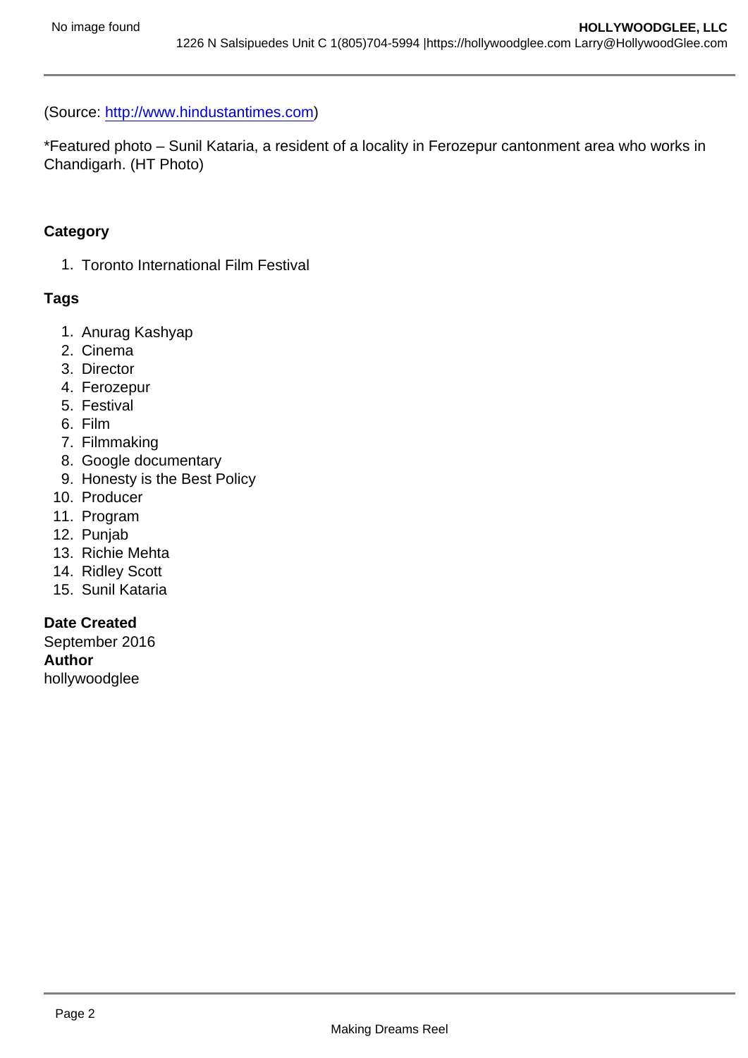(Source: [http://www.hindustantimes.com](http://www.hindustantimes.com))

*Featured photo – Sunil Kataria, a resident of a locality in Ferozepur cantonment area who works in Chandigarh. (HT Photo)

**Category**

1. Toronto International Film Festival

**Tags**

1. Anurag Kashyap
2. Cinema
3. Director
4. Ferozepur
5. Festival
6. Film
7. Filmmaking
8. Google documentary
9. Honesty is the Best Policy
10. Producer
11. Program
12. Punjab
13. Richie Mehta
14. Ridley Scott
15. Sunil Kataria

**Date Created**
September 2016
**Author**
hollywoodglee